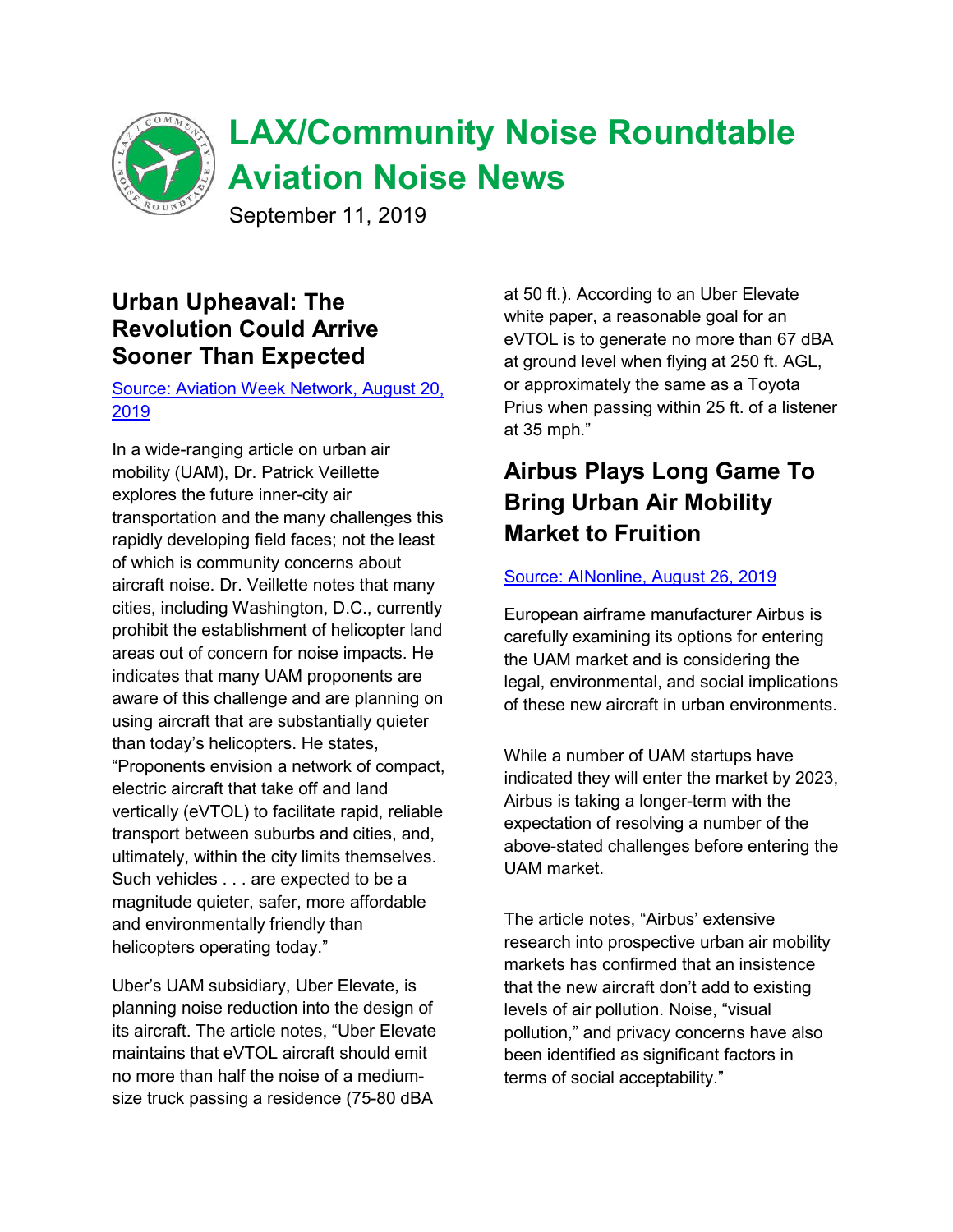# LAX/Community Noise Roundtable Aviation Noise News

September 11, 2019

## Urban Upheaval: The Revolution Could Arrive Sooner Than Expected

Source: Aviation Week Network, August 20, 2019

In a wide-ranging article on urban air mobility (UAM), Dr. Patrick Veillette explores the future inner-city air transportation and the many challenges this rapidly developing field faces; not the least of which is community concerns about aircraft noise. Dr. Veillette notes that many cities, including Washington, D.C., currently prohibit the establishment of helicopter land areas out of concern for noise impacts. He indicates that many UAM proponents are aware of this challenge and are planning on using aircraft that are substantially quieter than today's helicopters. He states, "Proponents envision a network of compact, electric aircraft that take off and land vertically (eVTOL) to facilitate rapid, reliable transport between suburbs and cities, and, ultimately, within the city limits themselves. Such vehicles . . . are expected to be a magnitude quieter, safer, more affordable and environmentally friendly than helicopters operating today."

Uber's UAM subsidiary, Uber Elevate, is planning noise reduction into the design of its aircraft. The article notes, "Uber Elevate maintains that eVTOL aircraft should emit no more than half the noise of a medium-size truck passing a residence (75-80 dBA at 50 ft.). According to an Uber Elevate white paper, a reasonable goal for an eVTOL is to generate no more than 67 dBA at ground level when flying at 250 ft. AGL, or approximately the same as a Toyota Prius when passing within 25 ft. of a listener at 35 mph."

## Airbus Plays Long Game To Bring Urban Air Mobility Market to Fruition

Source: AINonline, August 26, 2019

European airframe manufacturer Airbus is carefully examining its options for entering the UAM market and is considering the legal, environmental, and social implications of these new aircraft in urban environments.

While a number of UAM startups have indicated they will enter the market by 2023, Airbus is taking a longer-term with the expectation of resolving a number of the above-stated challenges before entering the UAM market.

The article notes, "Airbus' extensive research into prospective urban air mobility markets has confirmed that an insistence that the new aircraft don't add to existing levels of air pollution. Noise, "visual pollution," and privacy concerns have also been identified as significant factors in terms of social acceptability."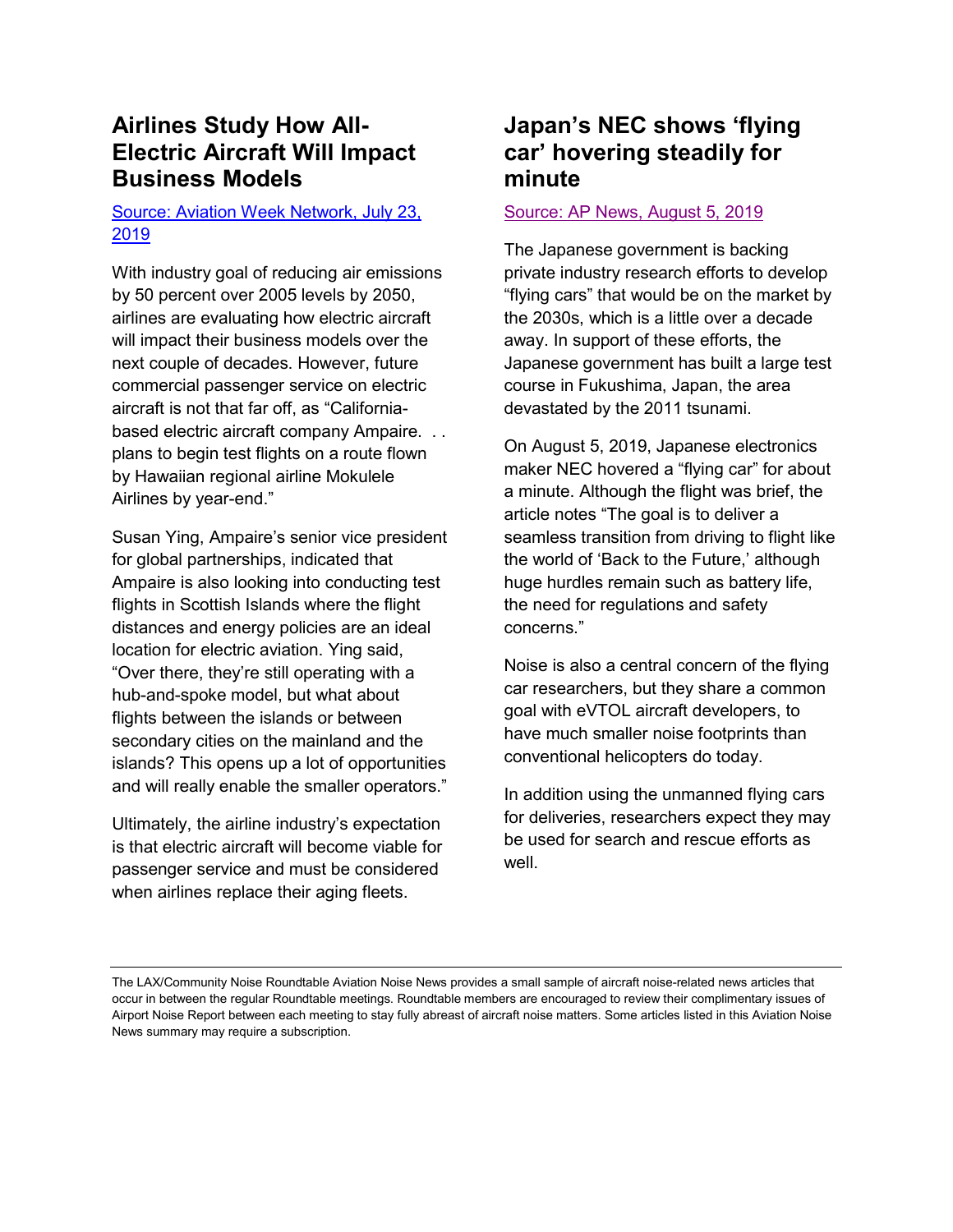## Airlines Study How All-Electric Aircraft Will Impact Business Models

Source: Aviation Week Network, July 23, 2019

With industry goal of reducing air emissions by 50 percent over 2005 levels by 2050, airlines are evaluating how electric aircraft will impact their business models over the next couple of decades. However, future commercial passenger service on electric aircraft is not that far off, as "California-based electric aircraft company Ampaire. . . plans to begin test flights on a route flown by Hawaiian regional airline Mokulele Airlines by year-end."

Susan Ying, Ampaire's senior vice president for global partnerships, indicated that Ampaire is also looking into conducting test flights in Scottish Islands where the flight distances and energy policies are an ideal location for electric aviation. Ying said, "Over there, they're still operating with a hub-and-spoke model, but what about flights between the islands or between secondary cities on the mainland and the islands? This opens up a lot of opportunities and will really enable the smaller operators."

Ultimately, the airline industry's expectation is that electric aircraft will become viable for passenger service and must be considered when airlines replace their aging fleets.

## Japan's NEC shows 'flying car' hovering steadily for minute

Source: AP News, August 5, 2019

The Japanese government is backing private industry research efforts to develop "flying cars" that would be on the market by the 2030s, which is a little over a decade away. In support of these efforts, the Japanese government has built a large test course in Fukushima, Japan, the area devastated by the 2011 tsunami.

On August 5, 2019, Japanese electronics maker NEC hovered a "flying car" for about a minute. Although the flight was brief, the article notes "The goal is to deliver a seamless transition from driving to flight like the world of 'Back to the Future,' although huge hurdles remain such as battery life, the need for regulations and safety concerns."

Noise is also a central concern of the flying car researchers, but they share a common goal with eVTOL aircraft developers, to have much smaller noise footprints than conventional helicopters do today.

In addition using the unmanned flying cars for deliveries, researchers expect they may be used for search and rescue efforts as well.

---

The LAX/Community Noise Roundtable Aviation Noise News provides a small sample of aircraft noise-related news articles that occur in between the regular Roundtable meetings. Roundtable members are encouraged to review their complimentary issues of Airport Noise Report between each meeting to stay fully abreast of aircraft noise matters. Some articles listed in this Aviation Noise News summary may require a subscription.